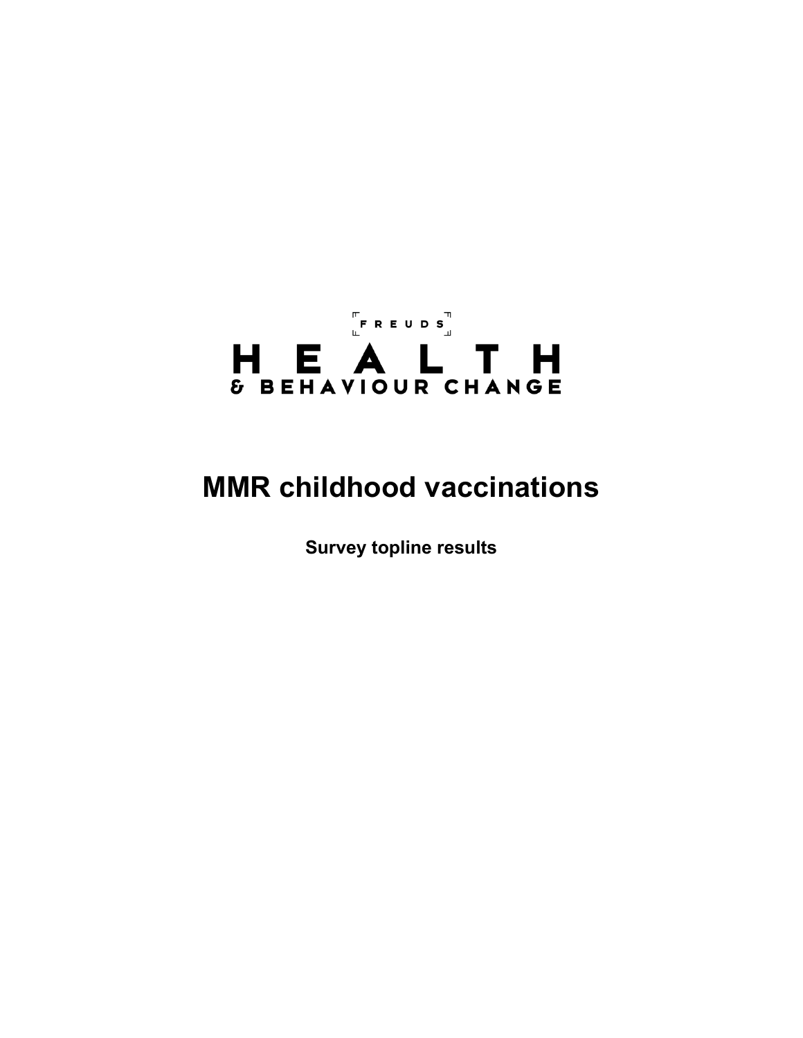FREUDS

HEALTH

& BEHAVIOUR CHANGE

# MMR childhood vaccinations

**Survey topline results**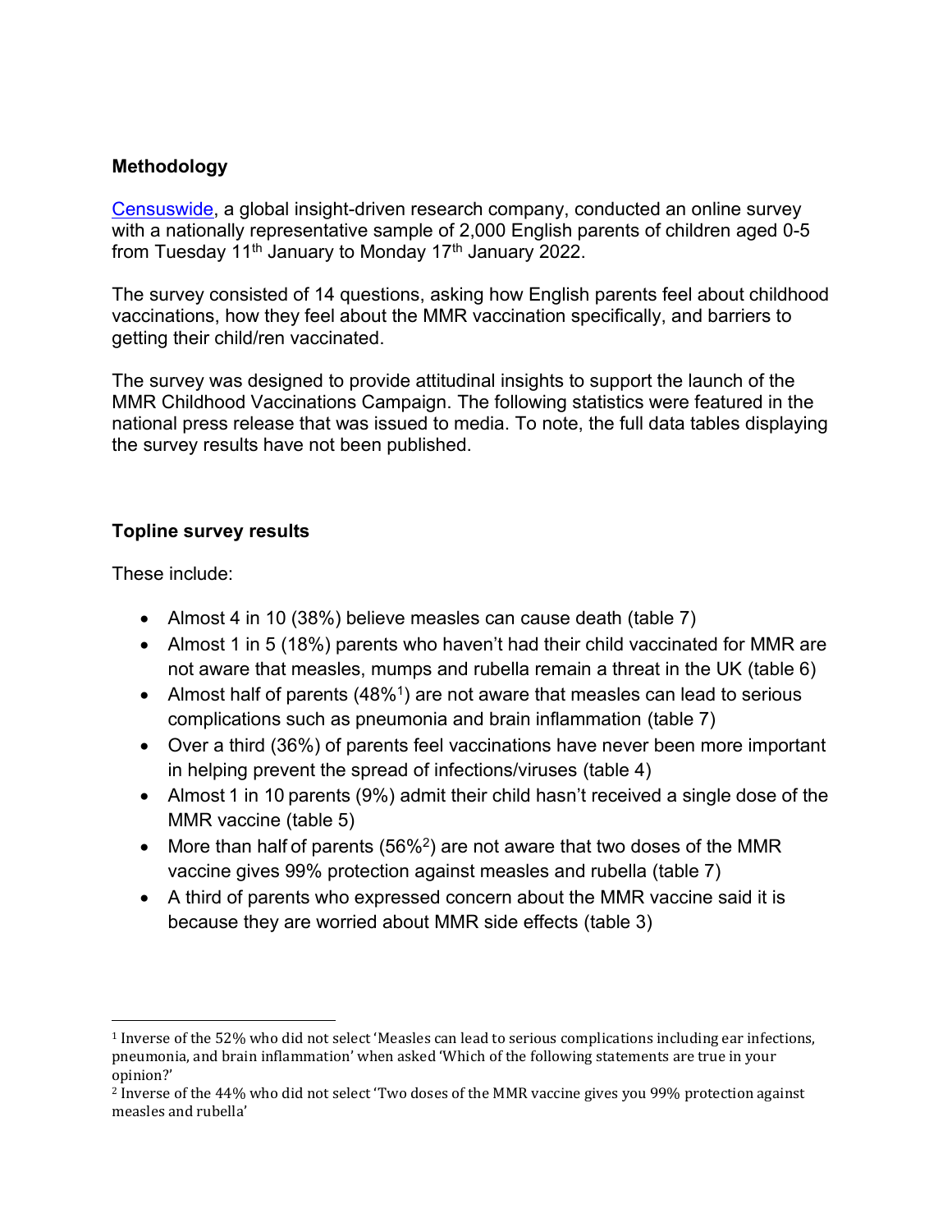## Methodology

[Censuswide](#), a global insight-driven research company, conducted an online survey with a nationally representative sample of 2,000 English parents of children aged 0-5 from Tuesday 11th January to Monday 17th January 2022.

The survey consisted of 14 questions, asking how English parents feel about childhood vaccinations, how they feel about the MMR vaccination specifically, and barriers to getting their child/ren vaccinated.

The survey was designed to provide attitudinal insights to support the launch of the MMR Childhood Vaccinations Campaign. The following statistics were featured in the national press release that was issued to media. To note, the full data tables displaying the survey results have not been published.

## Topline survey results

These include:

- Almost 4 in 10 (38%) believe measles can cause death (table 7)
- Almost 1 in 5 (18%) parents who haven't had their child vaccinated for MMR are not aware that measles, mumps and rubella remain a threat in the UK (table 6)
- Almost half of parents (48%[1]) are not aware that measles can lead to serious complications such as pneumonia and brain inflammation (table 7)
- Over a third (36%) of parents feel vaccinations have never been more important in helping prevent the spread of infections/viruses (table 4)
- Almost 1 in 10 parents (9%) admit their child hasn't received a single dose of the MMR vaccine (table 5)
- More than half of parents (56%[2]) are not aware that two doses of the MMR vaccine gives 99% protection against measles and rubella (table 7)
- A third of parents who expressed concern about the MMR vaccine said it is because they are worried about MMR side effects (table 3)

---

[1] Inverse of the 52% who did not select 'Measles can lead to serious complications including ear infections, pneumonia, and brain inflammation' when asked 'Which of the following statements are true in your opinion?'

[2] Inverse of the 44% who did not select 'Two doses of the MMR vaccine gives you 99% protection against measles and rubella'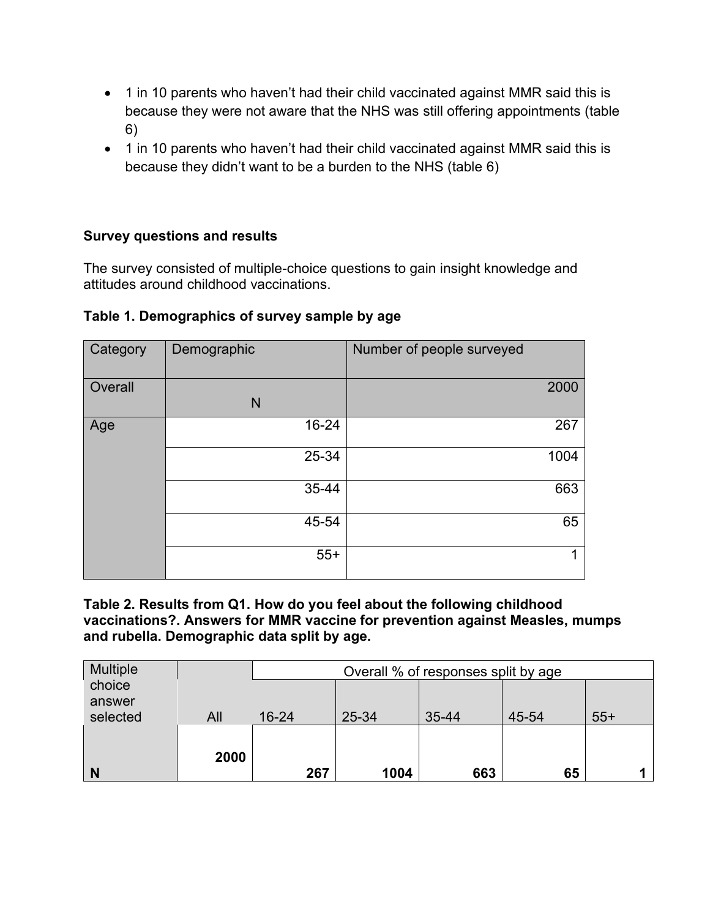- 1 in 10 parents who haven't had their child vaccinated against MMR said this is because they were not aware that the NHS was still offering appointments (table 6)
- 1 in 10 parents who haven't had their child vaccinated against MMR said this is because they didn't want to be a burden to the NHS (table 6)

**Survey questions and results**

The survey consisted of multiple-choice questions to gain insight knowledge and attitudes around childhood vaccinations.

**Table 1. Demographics of survey sample by age**

| Category | Demographic | Number of people surveyed |
|---|---|---|
| Overall | N | 2000 |
| Age | 16-24 | 267 |
| | 25-34 | 1004 |
| | 35-44 | 663 |
| | 45-54 | 65 |
| | 55+ | 1 |

**Table 2. Results from Q1. How do you feel about the following childhood vaccinations?. Answers for MMR vaccine for prevention against Measles, mumps and rubella. Demographic data split by age.**

| Multiple choice answer selected | | Overall % of responses split by age | | | | |
|---|---|---|---|---|---|---|
| | All | 16-24 | 25-34 | 35-44 | 45-54 | 55+ |
| **N** | **2000** | **267** | **1004** | **663** | **65** | **1** |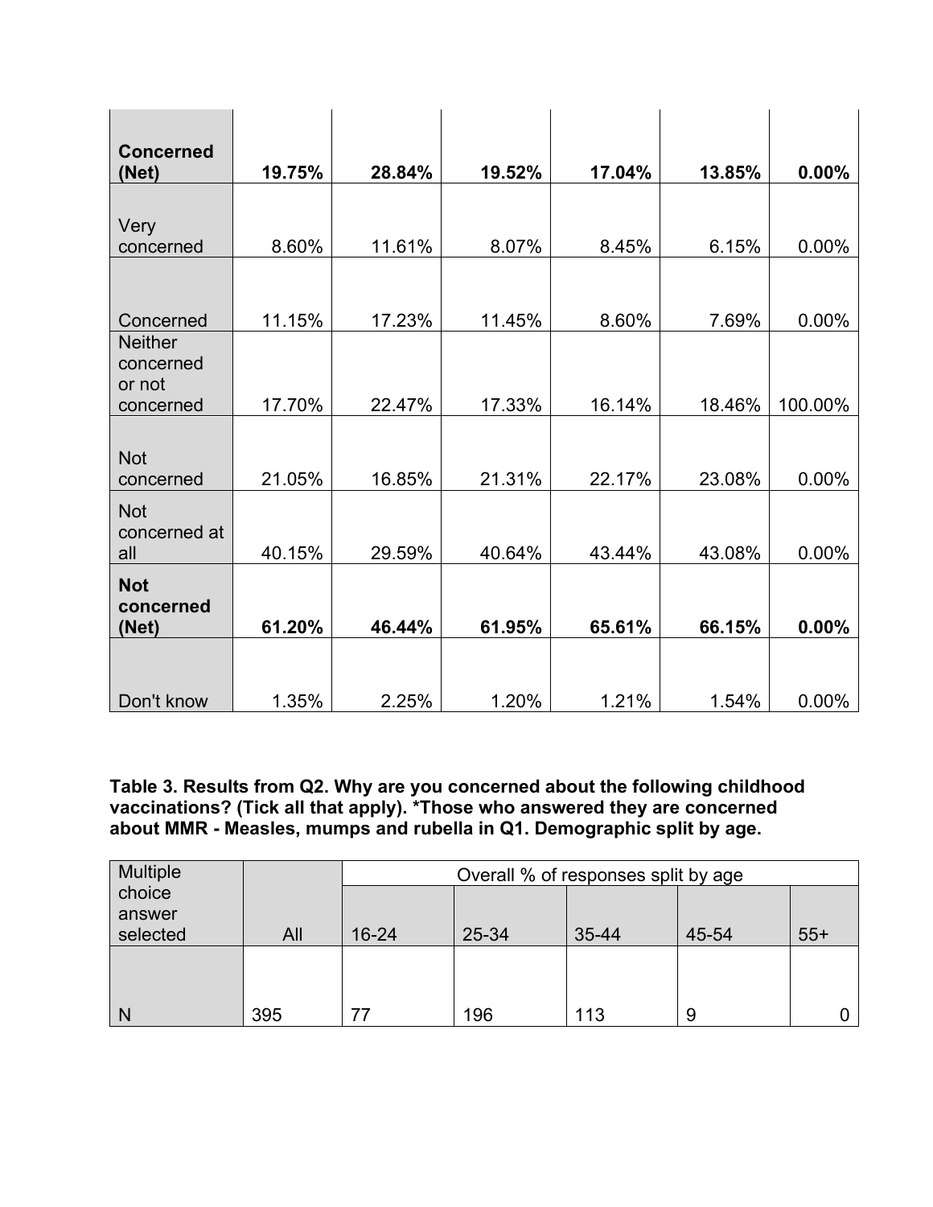| | | | | | | |
|---|---|---|---|---|---|---|
| **Concerned (Net)** | **19.75%** | **28.84%** | **19.52%** | **17.04%** | **13.85%** | **0.00%** |
| Very concerned | 8.60% | 11.61% | 8.07% | 8.45% | 6.15% | 0.00% |
| Concerned | 11.15% | 17.23% | 11.45% | 8.60% | 7.69% | 0.00% |
| Neither concerned or not concerned | 17.70% | 22.47% | 17.33% | 16.14% | 18.46% | 100.00% |
| Not concerned | 21.05% | 16.85% | 21.31% | 22.17% | 23.08% | 0.00% |
| Not concerned at all | 40.15% | 29.59% | 40.64% | 43.44% | 43.08% | 0.00% |
| **Not concerned (Net)** | **61.20%** | **46.44%** | **61.95%** | **65.61%** | **66.15%** | **0.00%** |
| Don't know | 1.35% | 2.25% | 1.20% | 1.21% | 1.54% | 0.00% |

**Table 3. Results from Q2. Why are you concerned about the following childhood vaccinations? (Tick all that apply). *Those who answered they are concerned about MMR - Measles, mumps and rubella in Q1. Demographic split by age.**

| Multiple choice answer selected | | Overall % of responses split by age | | | | |
|---|---|---|---|---|---|---|
| | All | 16-24 | 25-34 | 35-44 | 45-54 | 55+ |
| N | 395 | 77 | 196 | 113 | 9 | 0 |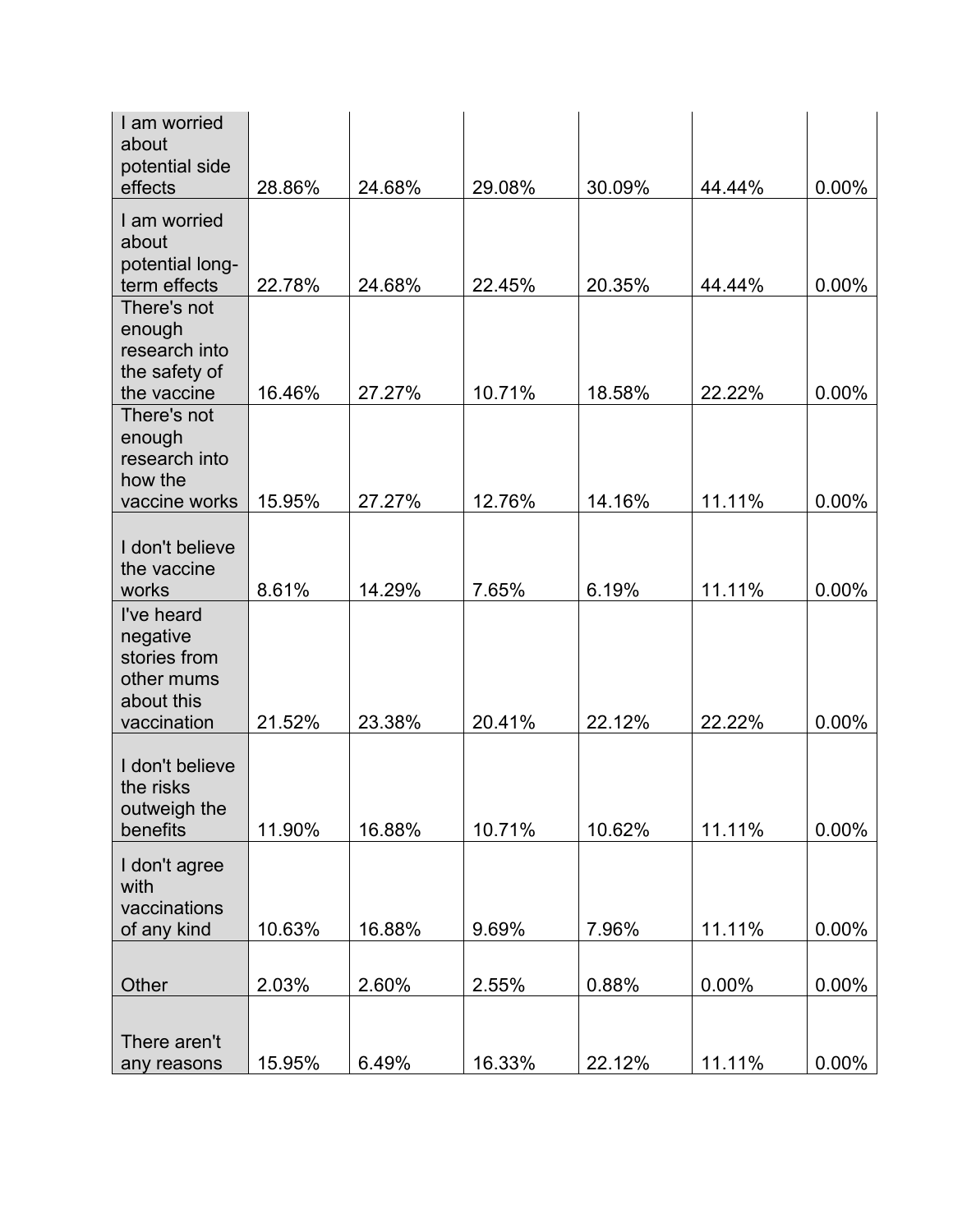| | | | | | |
|---|---|---|---|---|---|
| I am worried about potential side effects | 28.86% | 24.68% | 29.08% | 30.09% | 44.44% | 0.00% |
| I am worried about potential long-term effects | 22.78% | 24.68% | 22.45% | 20.35% | 44.44% | 0.00% |
| There's not enough research into the safety of the vaccine | 16.46% | 27.27% | 10.71% | 18.58% | 22.22% | 0.00% |
| There's not enough research into how the vaccine works | 15.95% | 27.27% | 12.76% | 14.16% | 11.11% | 0.00% |
| I don't believe the vaccine works | 8.61% | 14.29% | 7.65% | 6.19% | 11.11% | 0.00% |
| I've heard negative stories from other mums about this vaccination | 21.52% | 23.38% | 20.41% | 22.12% | 22.22% | 0.00% |
| I don't believe the risks outweigh the benefits | 11.90% | 16.88% | 10.71% | 10.62% | 11.11% | 0.00% |
| I don't agree with vaccinations of any kind | 10.63% | 16.88% | 9.69% | 7.96% | 11.11% | 0.00% |
| Other | 2.03% | 2.60% | 2.55% | 0.88% | 0.00% | 0.00% |
| There aren't any reasons | 15.95% | 6.49% | 16.33% | 22.12% | 11.11% | 0.00% |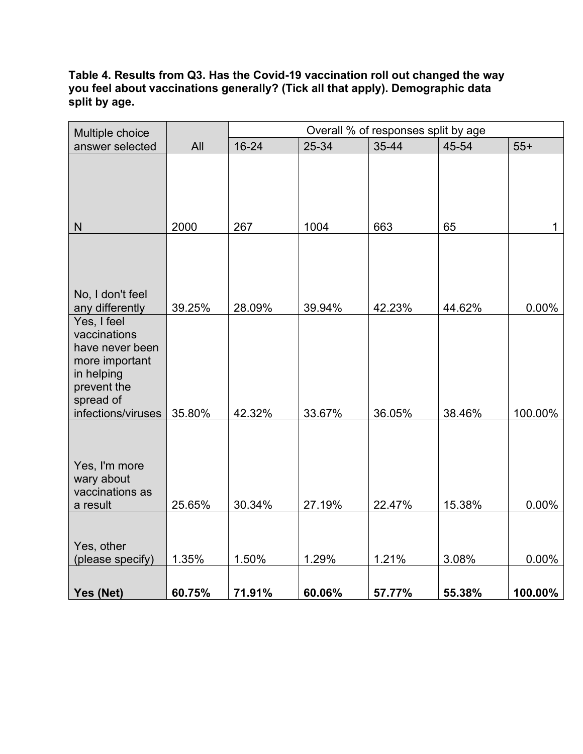**Table 4. Results from Q3. Has the Covid-19 vaccination roll out changed the way you feel about vaccinations generally? (Tick all that apply). Demographic data split by age.**

| Multiple choice answer selected | All | Overall % of responses split by age | | | | |
|---|---|---|---|---|---|---|
| | | 16-24 | 25-34 | 35-44 | 45-54 | 55+ |
| N | 2000 | 267 | 1004 | 663 | 65 | 1 |
| No, I don't feel any differently | 39.25% | 28.09% | 39.94% | 42.23% | 44.62% | 0.00% |
| Yes, I feel vaccinations have never been more important in helping prevent the spread of infections/viruses | 35.80% | 42.32% | 33.67% | 36.05% | 38.46% | 100.00% |
| Yes, I'm more wary about vaccinations as a result | 25.65% | 30.34% | 27.19% | 22.47% | 15.38% | 0.00% |
| Yes, other (please specify) | 1.35% | 1.50% | 1.29% | 1.21% | 3.08% | 0.00% |
| **Yes (Net)** | **60.75%** | **71.91%** | **60.06%** | **57.77%** | **55.38%** | **100.00%** |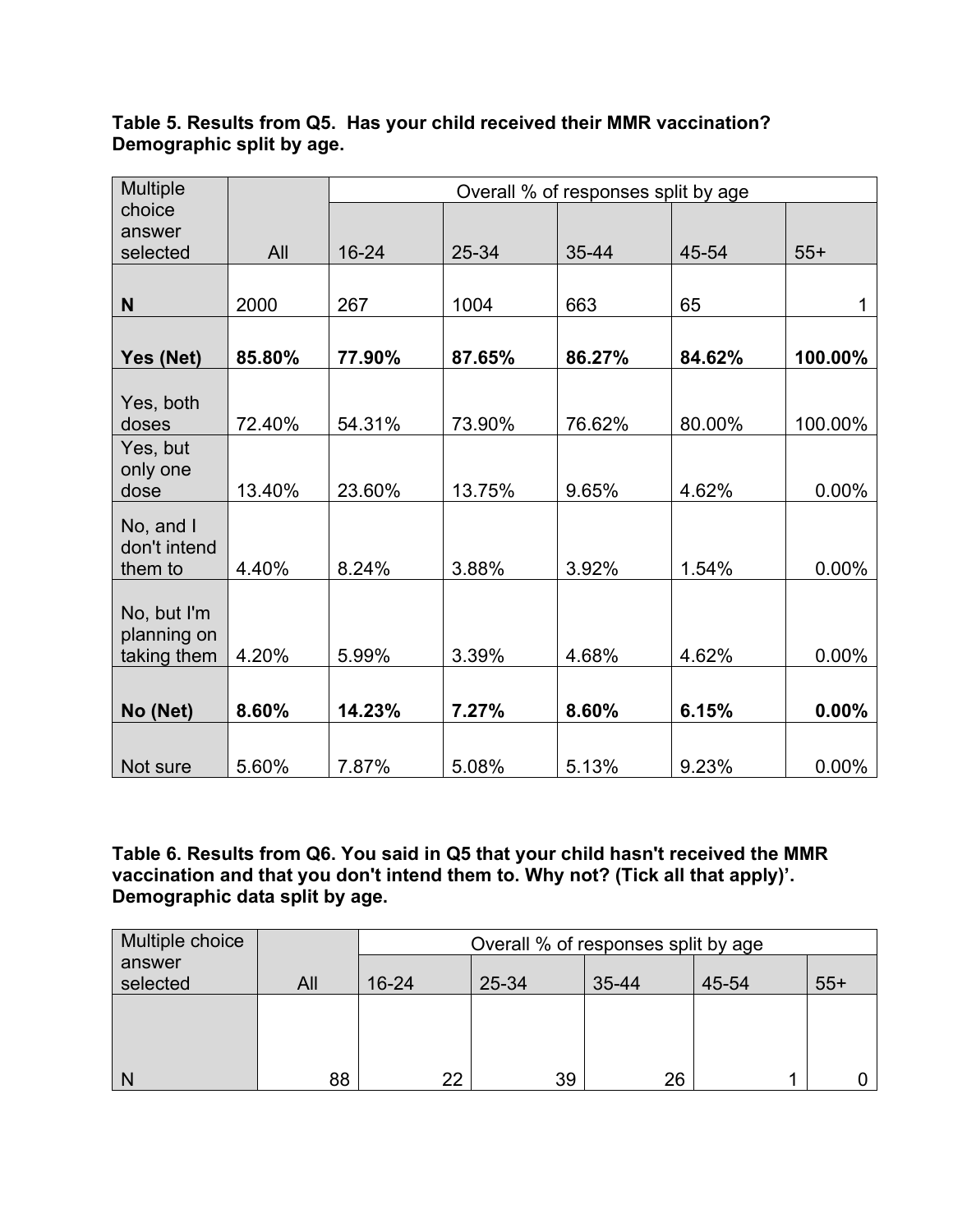**Table 5. Results from Q5. Has your child received their MMR vaccination? Demographic split by age.**

| Multiple choice answer selected | All | Overall % of responses split by age | | | | |
|---|---|---|---|---|---|---|
| | | 16-24 | 25-34 | 35-44 | 45-54 | 55+ |
| **N** | 2000 | 267 | 1004 | 663 | 65 | 1 |
| **Yes (Net)** | **85.80%** | **77.90%** | **87.65%** | **86.27%** | **84.62%** | **100.00%** |
| Yes, both doses | 72.40% | 54.31% | 73.90% | 76.62% | 80.00% | 100.00% |
| Yes, but only one dose | 13.40% | 23.60% | 13.75% | 9.65% | 4.62% | 0.00% |
| No, and I don't intend them to | 4.40% | 8.24% | 3.88% | 3.92% | 1.54% | 0.00% |
| No, but I'm planning on taking them | 4.20% | 5.99% | 3.39% | 4.68% | 4.62% | 0.00% |
| **No (Net)** | **8.60%** | **14.23%** | **7.27%** | **8.60%** | **6.15%** | **0.00%** |
| Not sure | 5.60% | 7.87% | 5.08% | 5.13% | 9.23% | 0.00% |

**Table 6. Results from Q6. You said in Q5 that your child hasn't received the MMR vaccination and that you don't intend them to. Why not? (Tick all that apply)'. Demographic data split by age.**

| Multiple choice answer selected | All | Overall % of responses split by age | | | | |
|---|---|---|---|---|---|---|
| | | 16-24 | 25-34 | 35-44 | 45-54 | 55+ |
| N | 88 | 22 | 39 | 26 | 1 | 0 |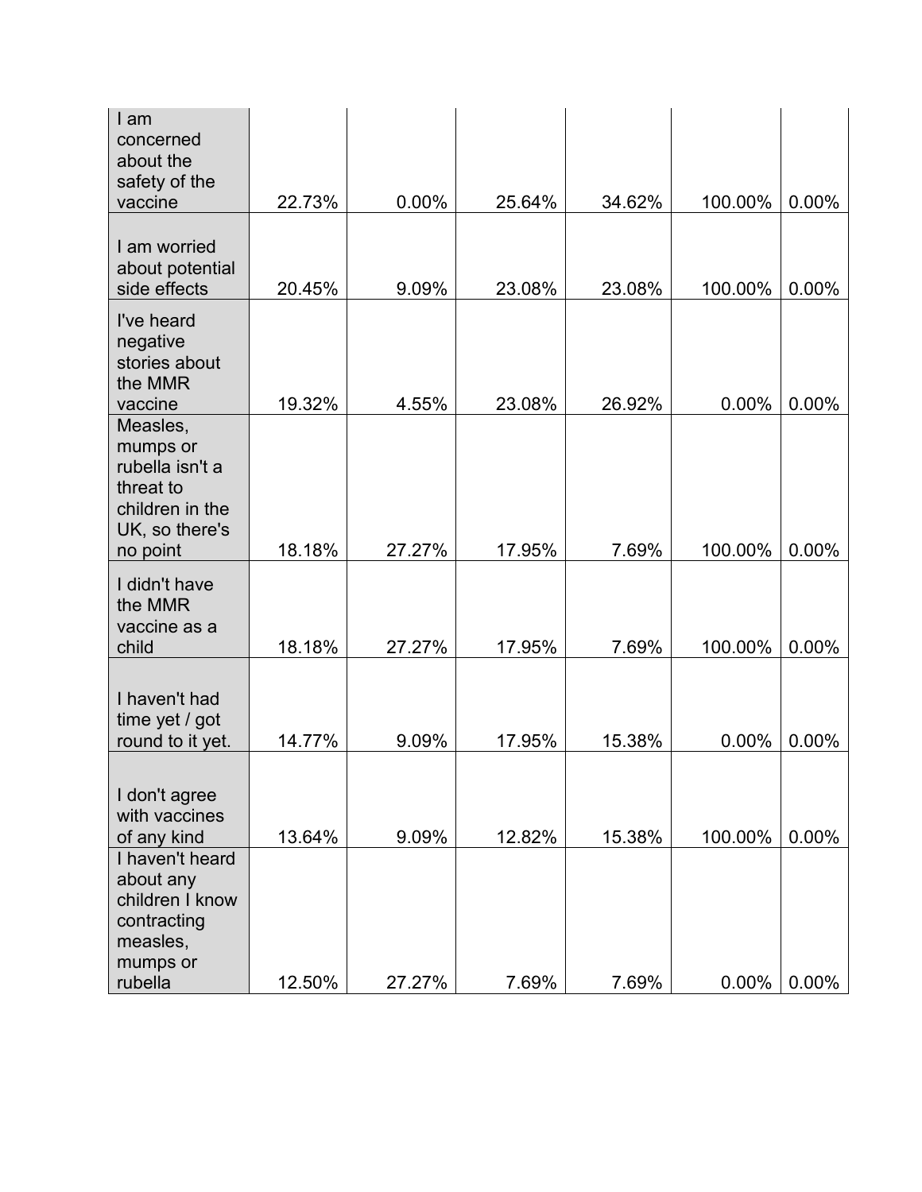| | | | | | | |
|---|---|---|---|---|---|---|
| I am concerned about the safety of the vaccine | 22.73% | 0.00% | 25.64% | 34.62% | 100.00% | 0.00% |
| I am worried about potential side effects | 20.45% | 9.09% | 23.08% | 23.08% | 100.00% | 0.00% |
| I've heard negative stories about the MMR vaccine | 19.32% | 4.55% | 23.08% | 26.92% | 0.00% | 0.00% |
| Measles, mumps or rubella isn't a threat to children in the UK, so there's no point | 18.18% | 27.27% | 17.95% | 7.69% | 100.00% | 0.00% |
| I didn't have the MMR vaccine as a child | 18.18% | 27.27% | 17.95% | 7.69% | 100.00% | 0.00% |
| I haven't had time yet / got round to it yet. | 14.77% | 9.09% | 17.95% | 15.38% | 0.00% | 0.00% |
| I don't agree with vaccines of any kind | 13.64% | 9.09% | 12.82% | 15.38% | 100.00% | 0.00% |
| I haven't heard about any children I know contracting measles, mumps or rubella | 12.50% | 27.27% | 7.69% | 7.69% | 0.00% | 0.00% |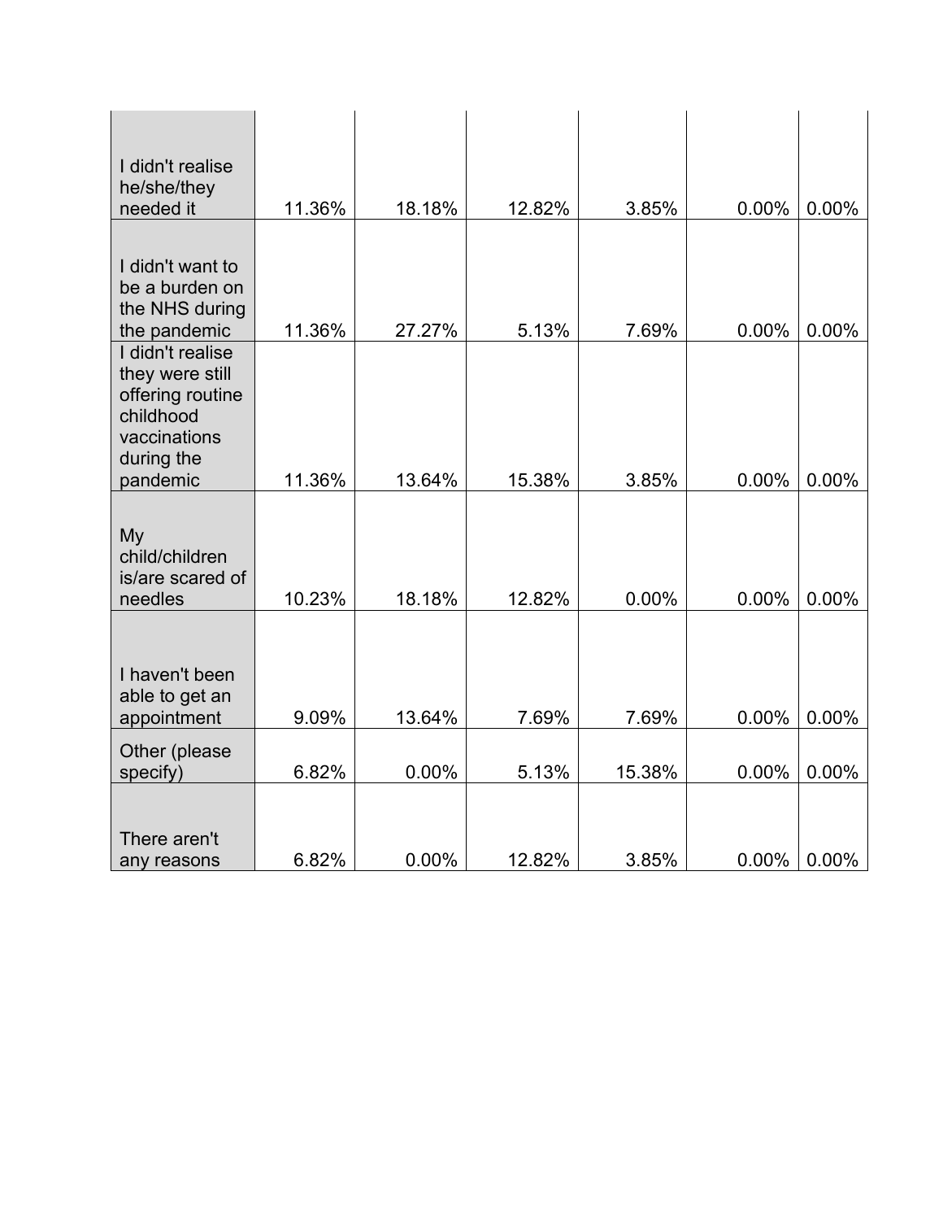| | | | | | | |
|---|---|---|---|---|---|---|
| I didn't realise he/she/they needed it | 11.36% | 18.18% | 12.82% | 3.85% | 0.00% | 0.00% |
| I didn't want to be a burden on the NHS during the pandemic | 11.36% | 27.27% | 5.13% | 7.69% | 0.00% | 0.00% |
| I didn't realise they were still offering routine childhood vaccinations during the pandemic | 11.36% | 13.64% | 15.38% | 3.85% | 0.00% | 0.00% |
| My child/children is/are scared of needles | 10.23% | 18.18% | 12.82% | 0.00% | 0.00% | 0.00% |
| I haven't been able to get an appointment | 9.09% | 13.64% | 7.69% | 7.69% | 0.00% | 0.00% |
| Other (please specify) | 6.82% | 0.00% | 5.13% | 15.38% | 0.00% | 0.00% |
| There aren't any reasons | 6.82% | 0.00% | 12.82% | 3.85% | 0.00% | 0.00% |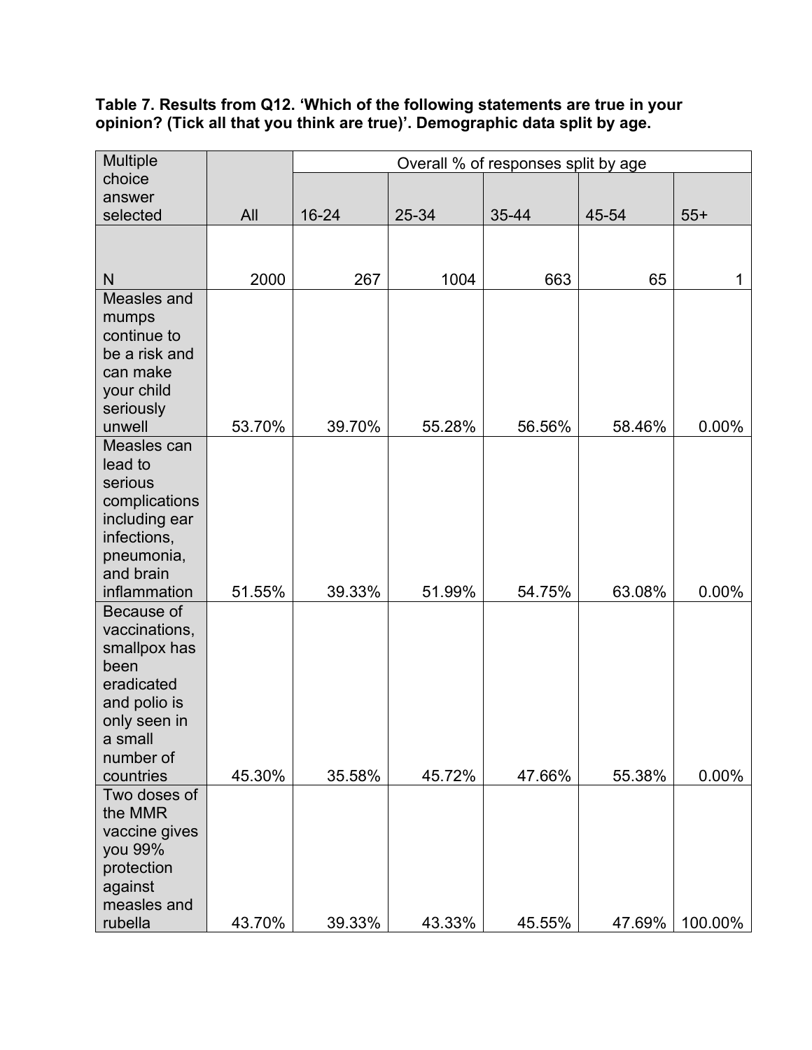**Table 7. Results from Q12. 'Which of the following statements are true in your opinion? (Tick all that you think are true)'. Demographic data split by age.**

| Multiple choice answer selected | All | Overall % of responses split by age | | | | |
|---|---|---|---|---|---|---|
| | | 16-24 | 25-34 | 35-44 | 45-54 | 55+ |
| N | 2000 | 267 | 1004 | 663 | 65 | 1 |
| Measles and mumps continue to be a risk and can make your child seriously unwell | 53.70% | 39.70% | 55.28% | 56.56% | 58.46% | 0.00% |
| Measles can lead to serious complications including ear infections, pneumonia, and brain inflammation | 51.55% | 39.33% | 51.99% | 54.75% | 63.08% | 0.00% |
| Because of vaccinations, smallpox has been eradicated and polio is only seen in a small number of countries | 45.30% | 35.58% | 45.72% | 47.66% | 55.38% | 0.00% |
| Two doses of the MMR vaccine gives you 99% protection against measles and rubella | 43.70% | 39.33% | 43.33% | 45.55% | 47.69% | 100.00% |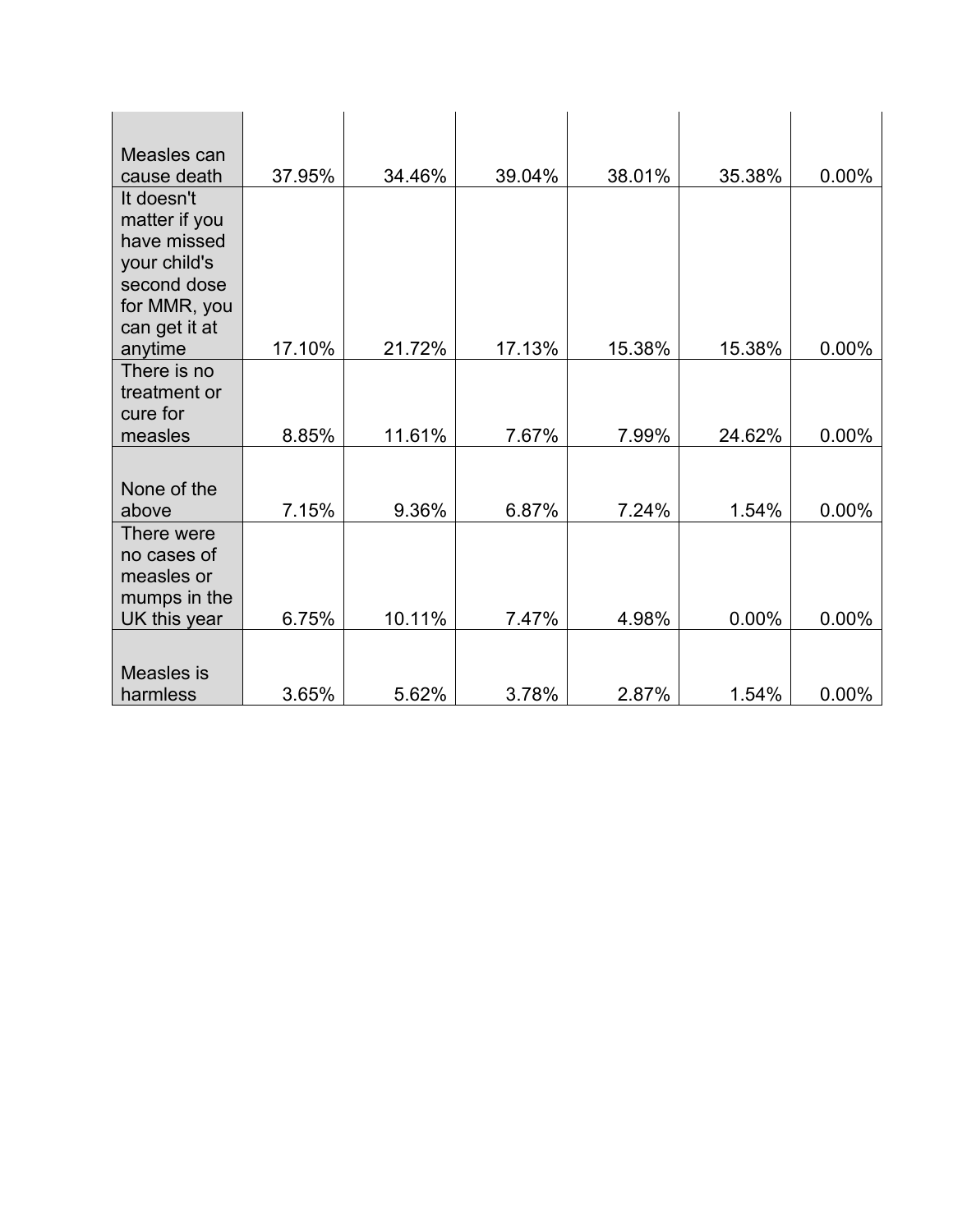| | | | | | | |
|---|---|---|---|---|---|---|
| Measles can cause death | 37.95% | 34.46% | 39.04% | 38.01% | 35.38% | 0.00% |
| It doesn't matter if you have missed your child's second dose for MMR, you can get it at anytime | 17.10% | 21.72% | 17.13% | 15.38% | 15.38% | 0.00% |
| There is no treatment or cure for measles | 8.85% | 11.61% | 7.67% | 7.99% | 24.62% | 0.00% |
| None of the above | 7.15% | 9.36% | 6.87% | 7.24% | 1.54% | 0.00% |
| There were no cases of measles or mumps in the UK this year | 6.75% | 10.11% | 7.47% | 4.98% | 0.00% | 0.00% |
| Measles is harmless | 3.65% | 5.62% | 3.78% | 2.87% | 1.54% | 0.00% |